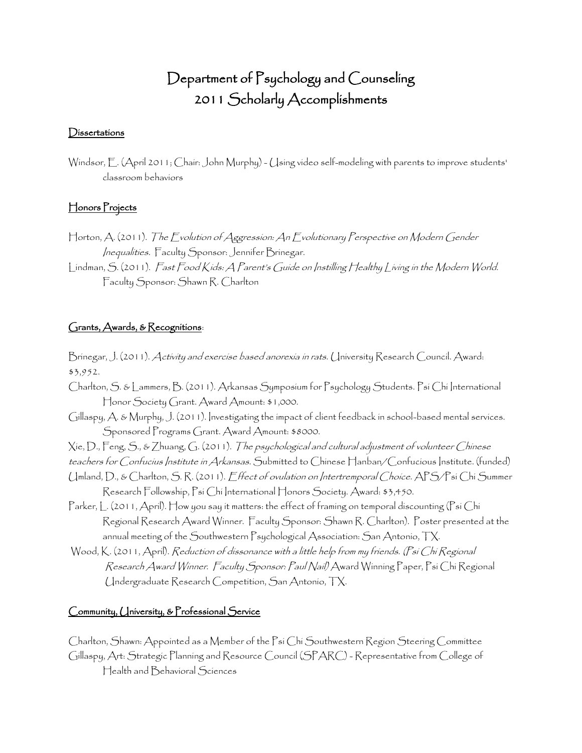# Department of Psychology and Counseling
# 2011 Scholarly Accomplishments

## Dissertations

Windsor, E. (April 2011; Chair: John Murphy) - Using video self-modeling with parents to improve students' classroom behaviors

## Honors Projects

Horton, A. (2011). *The Evolution of Aggression: An Evolutionary Perspective on Modern Gender Inequalities.* Faculty Sponsor: Jennifer Brinegar.

Lindman, S. (2011). *Fast Food Kids: A Parent's Guide on Instilling Healthy Living in the Modern World.* Faculty Sponsor: Shawn R. Charlton

## Grants, Awards, & Recognitions:

Brinegar, J. (2011). *Activity and exercise based anorexia in rats.* University Research Council. Award: $3,952.

Charlton, S. & Lammers, B. (2011). Arkansas Symposium for Psychology Students. Psi Chi International Honor Society Grant. Award Amount: $1,000.

Gillaspy, A. & Murphy, J. (2011). Investigating the impact of client feedback in school-based mental services. Sponsored Programs Grant. Award Amount: $8000.

Xie, D., Feng, S., & Zhuang, G. (2011). *The psychological and cultural adjustment of volunteer Chinese teachers for Confucius Institute in Arkansas.* Submitted to Chinese Hanban/Confucious Institute. (funded)

Umland, D., & Charlton, S. R. (2011). *Effect of ovulation on Intertremporal Choice.* APS/Psi Chi Summer Research Followship, Psi Chi International Honors Society. Award: $3,450.

Parker, L. (2011, April). How you say it matters: the effect of framing on temporal discounting (Psi Chi Regional Research Award Winner. Faculty Sponsor: Shawn R. Charlton). Poster presented at the annual meeting of the Southwestern Psychological Association: San Antonio, TX.

Wood, K. (2011, April). *Reduction of dissonance with a little help from my friends. (Psi Chi Regional Research Award Winner. Faculty Sponsor: Paul Nail)* Award Winning Paper, Psi Chi Regional Undergraduate Research Competition, San Antonio, TX.

## Community, University, & Professional Service

Charlton, Shawn: Appointed as a Member of the Psi Chi Southwestern Region Steering Committee

Gillaspy, Art: Strategic Planning and Resource Council (SPARC) - Representative from College of Health and Behavioral Sciences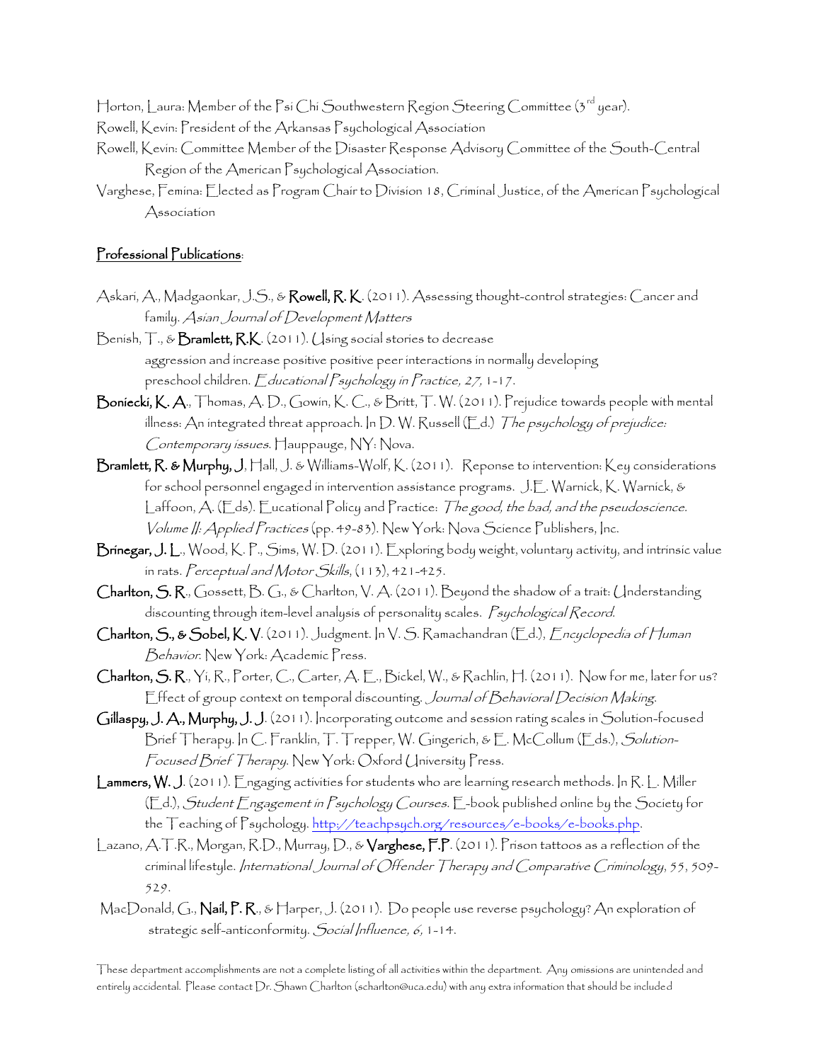Horton, Laura: Member of the Psi Chi Southwestern Region Steering Committee (3rd year).

Rowell, Kevin: President of the Arkansas Psychological Association

Rowell, Kevin: Committee Member of the Disaster Response Advisory Committee of the South-Central Region of the American Psychological Association.

Varghese, Femina: Elected as Program Chair to Division 18, Criminal Justice, of the American Psychological Association

## Professional Publications:

Askari, A., Madgaonkar, J.S., & **Rowell, R. K**. (2011). Assessing thought-control strategies: Cancer and family. *Asian Journal of Development Matters*

Benish, T., & **Bramlett, R.K**. (2011). Using social stories to decrease aggression and increase positive positive peer interactions in normally developing preschool children. *Educational Psychology in Practice, 27,* 1-17.

**Boniecki, K. A.**, Thomas, A. D., Gowin, K. C., & Britt, T. W. (2011). Prejudice towards people with mental illness: An integrated threat approach. In D. W. Russell (Ed.) *The psychology of prejudice: Contemporary issues*. Hauppauge, NY: Nova.

**Bramlett, R. & Murphy, J**, Hall, J. & Williams-Wolf, K. (2011). Reponse to intervention: Key considerations for school personnel engaged in intervention assistance programs. J.E. Warnick, K. Warnick, & Laffoon, A. (Eds). Eucational Policy and Practice: *The good, the bad, and the pseudoscience. Volume II: Applied Practices* (pp. 49-83). New York: Nova Science Publishers, Inc.

**Brinegar, J. L.**, Wood, K. P., Sims, W. D. (2011). Exploring body weight, voluntary activity, and intrinsic value in rats. *Perceptual and Motor Skills*, (113), 421-425.

**Charlton, S. R.**, Gossett, B. G., & Charlton, V. A. (2011). Beyond the shadow of a trait: Understanding discounting through item-level analysis of personality scales. *Psychological Record*.

**Charlton, S., & Sobel, K. V**. (2011). Judgment. In V. S. Ramachandran (Ed.), *Encyclopedia of Human Behavior*. New York: Academic Press.

**Charlton, S. R.**, Yi, R., Porter, C., Carter, A. E., Bickel, W., & Rachlin, H. (2011). Now for me, later for us? Effect of group context on temporal discounting. *Journal of Behavioral Decision Making*.

**Gillaspy, J. A., Murphy, J. J**. (2011). Incorporating outcome and session rating scales in Solution-focused Brief Therapy. In C. Franklin, T. Trepper, W. Gingerich, & E. McCollum (Eds.), *Solution-Focused Brief Therapy*. New York: Oxford University Press.

**Lammers, W. J**. (2011). Engaging activities for students who are learning research methods. In R. L. Miller (Ed.), *Student Engagement in Psychology Courses*. E-book published online by the Society for the Teaching of Psychology. http://teachpsych.org/resources/e-books/e-books.php.

Lazano, A.T.R., Morgan, R.D., Murray, D., & **Varghese, F.P**. (2011). Prison tattoos as a reflection of the criminal lifestyle. *International Journal of Offender Therapy and Comparative Criminology*, 55, 509-529.

MacDonald, G., **Nail, P. R.**, & Harper, J. (2011). Do people use reverse psychology? An exploration of strategic self-anticonformity. *Social Influence, 6,* 1-14.

These department accomplishments are not a complete listing of all activities within the department. Any omissions are unintended and entirely accidental. Please contact Dr. Shawn Charlton (scharlton@uca.edu) with any extra information that should be included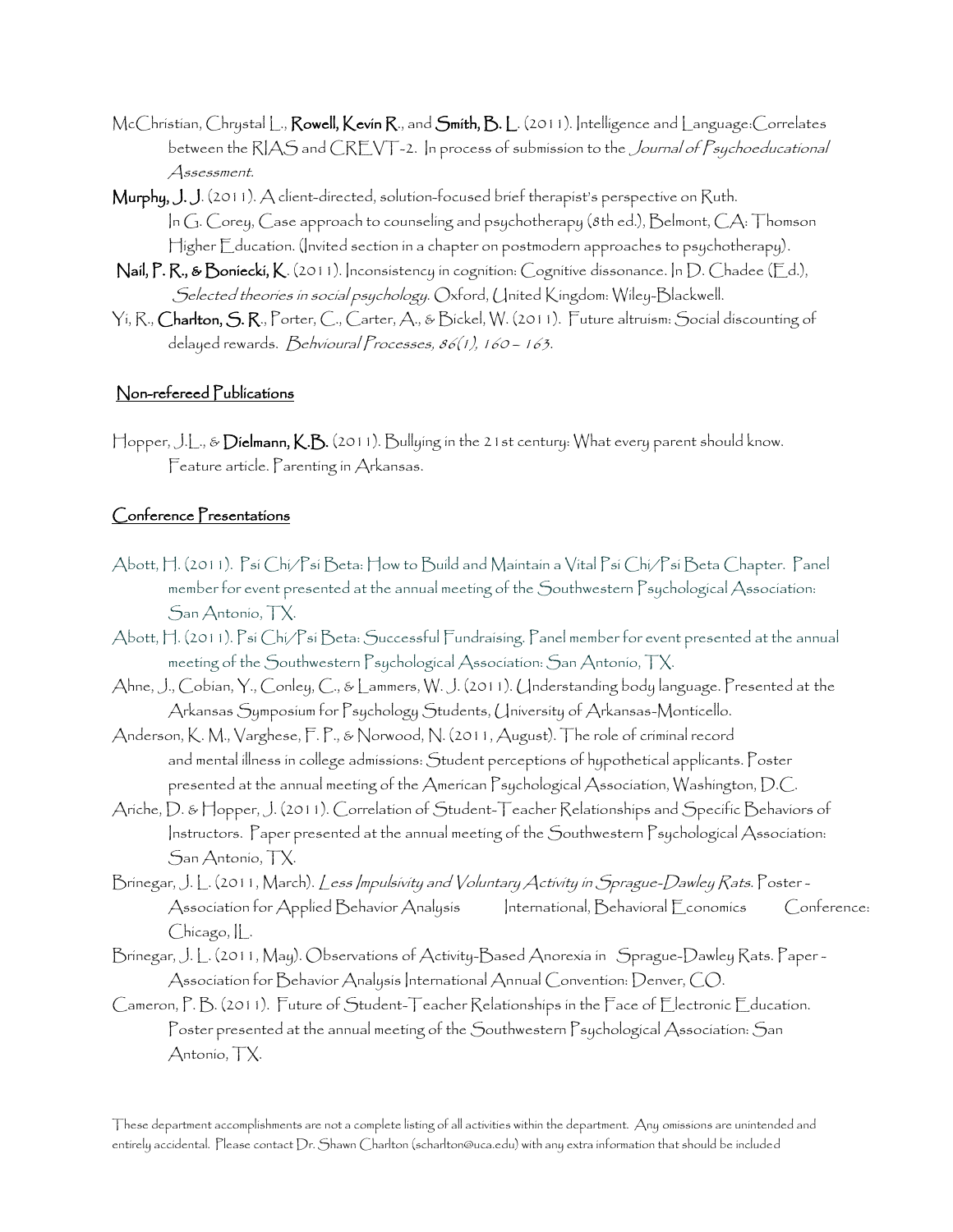McChristian, Chrystal L., **Rowell, Kevin R**., and **Smith, B. L**. (2011). Intelligence and Language:Correlates between the RIAS and CREVT-2. In process of submission to the *Journal of Psychoeducational Assessment.*

**Murphy, J. J**. (2011). A client-directed, solution-focused brief therapist's perspective on Ruth. In G. Corey, Case approach to counseling and psychotherapy (8th ed.), Belmont, CA: Thomson Higher Education. (Invited section in a chapter on postmodern approaches to psychotherapy).

**Nail, P. R., & Boniecki, K**. (2011). Inconsistency in cognition: Cognitive dissonance. In D. Chadee (Ed.), *Selected theories in social psychology*. Oxford, United Kingdom: Wiley-Blackwell.

Yi, R., **Charlton, S. R**., Porter, C., Carter, A., & Bickel, W. (2011). Future altruism: Social discounting of delayed rewards. *Behavioural Processes, 86(1), 160 – 163*.

## Non-refereed Publications

Hopper, J.L., & **Dielmann, K.B.** (2011). Bullying in the 21st century: What every parent should know. Feature article. Parenting in Arkansas.

## Conference Presentations

Abott, H. (2011). Psi Chi/Psi Beta: How to Build and Maintain a Vital Psi Chi/Psi Beta Chapter. Panel member for event presented at the annual meeting of the Southwestern Psychological Association: San Antonio, TX.

Abott, H. (2011). Psi Chi/Psi Beta: Successful Fundraising. Panel member for event presented at the annual meeting of the Southwestern Psychological Association: San Antonio, TX.

Ahne, J., Cobian, Y., Conley, C., & Lammers, W. J. (2011). Understanding body language. Presented at the Arkansas Symposium for Psychology Students, University of Arkansas-Monticello.

Anderson, K. M., Varghese, F. P., & Norwood, N. (2011, August). The role of criminal record and mental illness in college admissions: Student perceptions of hypothetical applicants. Poster presented at the annual meeting of the American Psychological Association, Washington, D.C.

Ariche, D. & Hopper, J. (2011). Correlation of Student-Teacher Relationships and Specific Behaviors of Instructors. Paper presented at the annual meeting of the Southwestern Psychological Association: San Antonio, TX.

Brinegar, J. L. (2011, March). *Less Impulsivity and Voluntary Activity in Sprague-Dawley Rats*. Poster - Association for Applied Behavior Analysis International, Behavioral Economics Conference: Chicago, IL.

Brinegar, J. L. (2011, May). Observations of Activity-Based Anorexia in Sprague-Dawley Rats. Paper - Association for Behavior Analysis International Annual Convention: Denver, CO.

Cameron, P. B. (2011). Future of Student-Teacher Relationships in the Face of Electronic Education. Poster presented at the annual meeting of the Southwestern Psychological Association: San Antonio, TX.

These department accomplishments are not a complete listing of all activities within the department. Any omissions are unintended and entirely accidental. Please contact Dr. Shawn Charlton (scharlton@uca.edu) with any extra information that should be included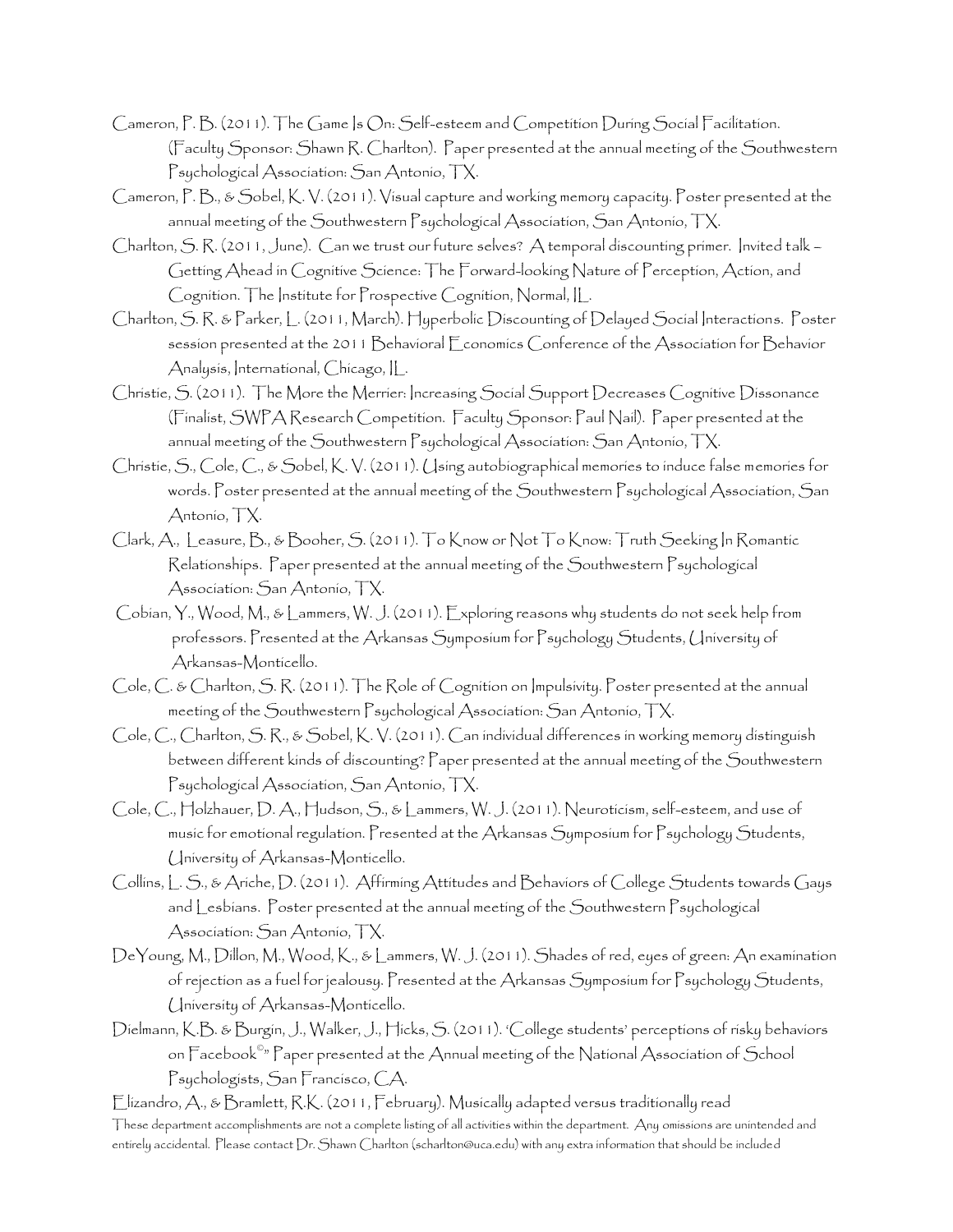Cameron, P. B. (2011). The Game Is On: Self-esteem and Competition During Social Facilitation. (Faculty Sponsor: Shawn R. Charlton). Paper presented at the annual meeting of the Southwestern Psychological Association: San Antonio, TX.

Cameron, P. B., & Sobel, K. V. (2011). Visual capture and working memory capacity. Poster presented at the annual meeting of the Southwestern Psychological Association, San Antonio, TX.

Charlton, S. R. (2011, June). Can we trust our future selves? A temporal discounting primer. Invited talk – Getting Ahead in Cognitive Science: The Forward-looking Nature of Perception, Action, and Cognition. The Institute for Prospective Cognition, Normal, IL.

Charlton, S. R. & Parker, L. (2011, March). Hyperbolic Discounting of Delayed Social Interactions. Poster session presented at the 2011 Behavioral Economics Conference of the Association for Behavior Analysis, International, Chicago, IL.

Christie, S. (2011). The More the Merrier: Increasing Social Support Decreases Cognitive Dissonance (Finalist, SWPA Research Competition. Faculty Sponsor: Paul Nail). Paper presented at the annual meeting of the Southwestern Psychological Association: San Antonio, TX.

Christie, S., Cole, C., & Sobel, K. V. (2011). Using autobiographical memories to induce false memories for words. Poster presented at the annual meeting of the Southwestern Psychological Association, San Antonio, TX.

Clark, A., Leasure, B., & Booher, S. (2011). To Know or Not To Know: Truth Seeking In Romantic Relationships. Paper presented at the annual meeting of the Southwestern Psychological Association: San Antonio, TX.

Cobian, Y., Wood, M., & Lammers, W. J. (2011). Exploring reasons why students do not seek help from professors. Presented at the Arkansas Symposium for Psychology Students, University of Arkansas-Monticello.

Cole, C. & Charlton, S. R. (2011). The Role of Cognition on Impulsivity. Poster presented at the annual meeting of the Southwestern Psychological Association: San Antonio, TX.

Cole, C., Charlton, S. R., & Sobel, K. V. (2011). Can individual differences in working memory distinguish between different kinds of discounting? Paper presented at the annual meeting of the Southwestern Psychological Association, San Antonio, TX.

Cole, C., Holzhauer, D. A., Hudson, S., & Lammers, W. J. (2011). Neuroticism, self-esteem, and use of music for emotional regulation. Presented at the Arkansas Symposium for Psychology Students, University of Arkansas-Monticello.

Collins, L. S., & Ariche, D. (2011). Affirming Attitudes and Behaviors of College Students towards Gays and Lesbians. Poster presented at the annual meeting of the Southwestern Psychological Association: San Antonio, TX.

DeYoung, M., Dillon, M., Wood, K., & Lammers, W. J. (2011). Shades of red, eyes of green: An examination of rejection as a fuel for jealousy. Presented at the Arkansas Symposium for Psychology Students, University of Arkansas-Monticello.

Dielmann, K.B. & Burgin, J., Walker, J., Hicks, S. (2011). 'College students' perceptions of risky behaviors on Facebook©' Paper presented at the Annual meeting of the National Association of School Psychologists, San Francisco, CA.

Elizandro, A., & Bramlett, R.K. (2011, February). Musically adapted versus traditionally read

These department accomplishments are not a complete listing of all activities within the department. Any omissions are unintended and entirely accidental. Please contact Dr. Shawn Charlton (scharlton@uca.edu) with any extra information that should be included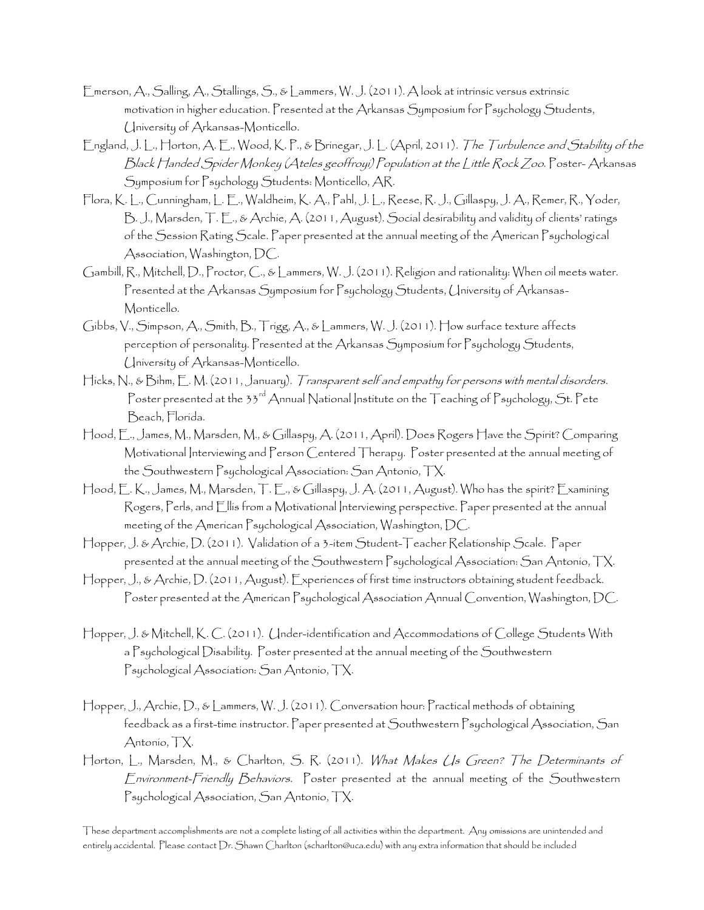Emerson, A., Salling, A., Stallings, S., & Lammers, W. J. (2011). A look at intrinsic versus extrinsic motivation in higher education. Presented at the Arkansas Symposium for Psychology Students, University of Arkansas-Monticello.

England, J. L., Horton, A. E., Wood, K. P., & Brinegar, J. L. (April, 2011). *The Turbulence and Stability of the Black Handed Spider Monkey (Ateles geoffroyi) Population at the Little Rock Zoo.* Poster- Arkansas Symposium for Psychology Students: Monticello, AR.

Flora, K. L., Cunningham, L. E., Waldheim, K. A., Pahl, J. L., Reese, R. J., Gillaspy, J. A., Remer, R., Yoder, B. J., Marsden, T. E., & Archie, A. (2011, August). Social desirability and validity of clients' ratings of the Session Rating Scale. Paper presented at the annual meeting of the American Psychological Association, Washington, DC.

Gambill, R., Mitchell, D., Proctor, C., & Lammers, W. J. (2011). Religion and rationality: When oil meets water. Presented at the Arkansas Symposium for Psychology Students, University of Arkansas-Monticello.

Gibbs, V., Simpson, A., Smith, B., Trigg, A., & Lammers, W. J. (2011). How surface texture affects perception of personality. Presented at the Arkansas Symposium for Psychology Students, University of Arkansas-Monticello.

Hicks, N., & Bihm, E. M. (2011, January). *Transparent self and empathy for persons with mental disorders*. Poster presented at the 33rd Annual National Institute on the Teaching of Psychology, St. Pete Beach, Florida.

Hood, E., James, M., Marsden, M., & Gillaspy, A. (2011, April). Does Rogers Have the Spirit? Comparing Motivational Interviewing and Person Centered Therapy. Poster presented at the annual meeting of the Southwestern Psychological Association: San Antonio, TX.

Hood, E. K., James, M., Marsden, T. E., & Gillaspy, J. A. (2011, August). Who has the spirit? Examining Rogers, Perls, and Ellis from a Motivational Interviewing perspective. Paper presented at the annual meeting of the American Psychological Association, Washington, DC.

Hopper, J. & Archie, D. (2011). Validation of a 3-item Student-Teacher Relationship Scale. Paper presented at the annual meeting of the Southwestern Psychological Association: San Antonio, TX.

Hopper, J., & Archie, D. (2011, August). Experiences of first time instructors obtaining student feedback. Poster presented at the American Psychological Association Annual Convention, Washington, DC.

Hopper, J. & Mitchell, K. C. (2011). Under-identification and Accommodations of College Students With a Psychological Disability. Poster presented at the annual meeting of the Southwestern Psychological Association: San Antonio, TX.

Hopper, J., Archie, D., & Lammers, W. J. (2011). Conversation hour: Practical methods of obtaining feedback as a first-time instructor. Paper presented at Southwestern Psychological Association, San Antonio, TX.

Horton, L., Marsden, M., & Charlton, S. R. (2011). *What Makes Us Green? The Determinants of Environment-Friendly Behaviors.* Poster presented at the annual meeting of the Southwestern Psychological Association, San Antonio, TX.

These department accomplishments are not a complete listing of all activities within the department. Any omissions are unintended and entirely accidental. Please contact Dr. Shawn Charlton (scharlton@uca.edu) with any extra information that should be included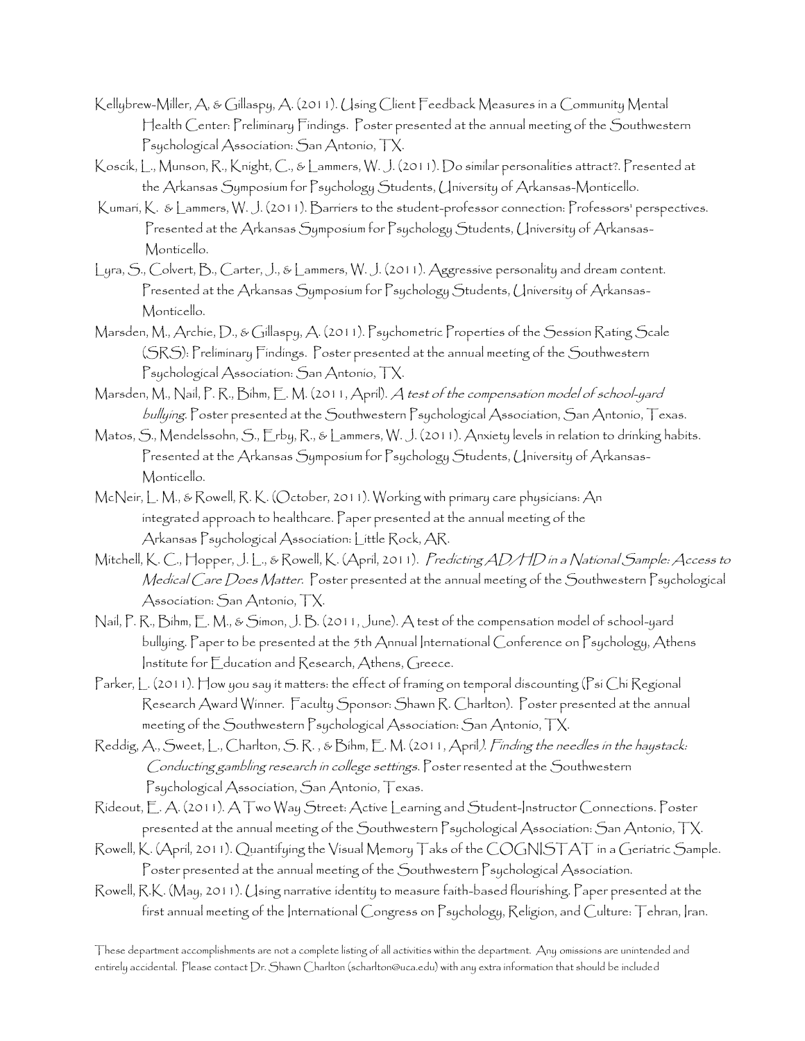Kellybrew-Miller, A, & Gillaspy, A. (2011). Using Client Feedback Measures in a Community Mental Health Center: Preliminary Findings. Poster presented at the annual meeting of the Southwestern Psychological Association: San Antonio, TX.

Koscik, L., Munson, R., Knight, C., & Lammers, W. J. (2011). Do similar personalities attract?. Presented at the Arkansas Symposium for Psychology Students, University of Arkansas-Monticello.

Kumari, K. & Lammers, W. J. (2011). Barriers to the student-professor connection: Professors' perspectives. Presented at the Arkansas Symposium for Psychology Students, University of Arkansas-Monticello.

Lyra, S., Colvert, B., Carter, J., & Lammers, W. J. (2011). Aggressive personality and dream content. Presented at the Arkansas Symposium for Psychology Students, University of Arkansas-Monticello.

Marsden, M., Archie, D., & Gillaspy, A. (2011). Psychometric Properties of the Session Rating Scale (SRS): Preliminary Findings. Poster presented at the annual meeting of the Southwestern Psychological Association: San Antonio, TX.

Marsden, M., Nail, P. R., Bihm, E. M. (2011, April). *A test of the compensation model of school-yard bullying.* Poster presented at the Southwestern Psychological Association, San Antonio, Texas.

Matos, S., Mendelssohn, S., Erby, R., & Lammers, W. J. (2011). Anxiety levels in relation to drinking habits. Presented at the Arkansas Symposium for Psychology Students, University of Arkansas-Monticello.

McNeir, L. M., & Rowell, R. K. (October, 2011). Working with primary care physicians: An integrated approach to healthcare. Paper presented at the annual meeting of the Arkansas Psychological Association: Little Rock, AR.

Mitchell, K. C., Hopper, J. L., & Rowell, K. (April, 2011). *Predicting AD/HD in a National Sample: Access to Medical Care Does Matter.* Poster presented at the annual meeting of the Southwestern Psychological Association: San Antonio, TX.

Nail, P. R., Bihm, E. M., & Simon, J. B. (2011, June). A test of the compensation model of school-yard bullying. Paper to be presented at the 5th Annual International Conference on Psychology, Athens Institute for Education and Research, Athens, Greece.

Parker, L. (2011). How you say it matters: the effect of framing on temporal discounting (Psi Chi Regional Research Award Winner. Faculty Sponsor: Shawn R. Charlton). Poster presented at the annual meeting of the Southwestern Psychological Association: San Antonio, TX.

Reddig, A., Sweet, L., Charlton, S. R., & Bihm, E. M. (2011, April). *Finding the needles in the haystack: Conducting gambling research in college settings.* Poster resented at the Southwestern Psychological Association, San Antonio, Texas.

Rideout, E. A. (2011). A Two Way Street: Active Learning and Student-Instructor Connections. Poster presented at the annual meeting of the Southwestern Psychological Association: San Antonio, TX.

Rowell, K. (April, 2011). Quantifying the Visual Memory Taks of the COGNISTAT in a Geriatric Sample. Poster presented at the annual meeting of the Southwestern Psychological Association.

Rowell, R.K. (May, 2011). Using narrative identity to measure faith-based flourishing. Paper presented at the first annual meeting of the International Congress on Psychology, Religion, and Culture: Tehran, Iran.

These department accomplishments are not a complete listing of all activities within the department. Any omissions are unintended and entirely accidental. Please contact Dr. Shawn Charlton (scharlton@uca.edu) with any extra information that should be included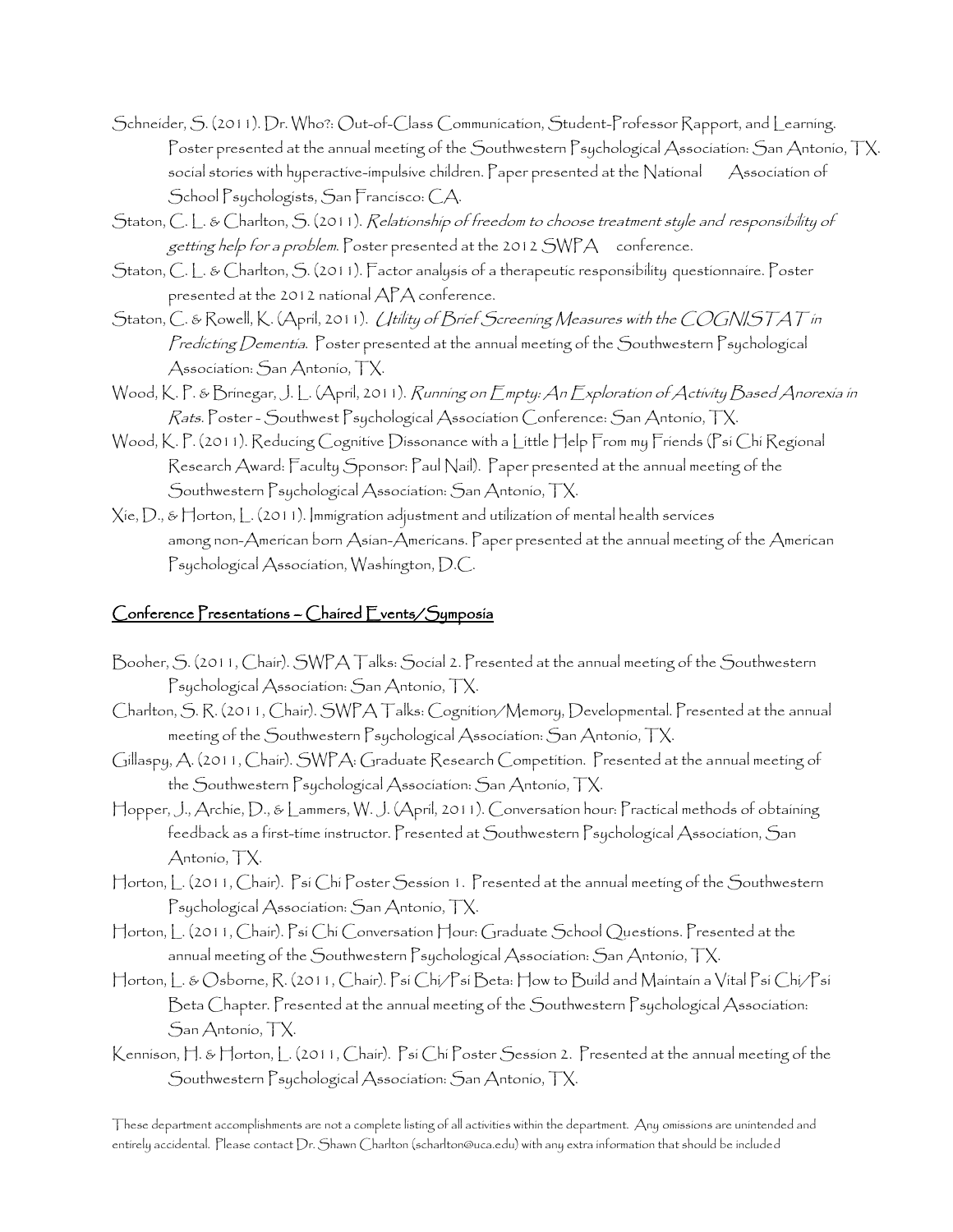Schneider, S. (2011). Dr. Who?: Out-of-Class Communication, Student-Professor Rapport, and Learning. Poster presented at the annual meeting of the Southwestern Psychological Association: San Antonio, TX. social stories with hyperactive-impulsive children. Paper presented at the National Association of School Psychologists, San Francisco: CA.

Staton, C. L. & Charlton, S. (2011). *Relationship of freedom to choose treatment style and responsibility of getting help for a problem*. Poster presented at the 2012 SWPA conference.

Staton, C. L. & Charlton, S. (2011). Factor analysis of a therapeutic responsibility questionnaire. Poster presented at the 2012 national APA conference.

Staton, C. & Rowell, K. (April, 2011). *Utility of Brief Screening Measures with the COGNISTAT in Predicting Dementia*. Poster presented at the annual meeting of the Southwestern Psychological Association: San Antonio, TX.

Wood, K. P. & Brinegar, J. L. (April, 2011). *Running on Empty: An Exploration of Activity Based Anorexia in Rats*. Poster - Southwest Psychological Association Conference: San Antonio, TX.

Wood, K. P. (2011). Reducing Cognitive Dissonance with a Little Help From my Friends (Psi Chi Regional Research Award: Faculty Sponsor: Paul Nail). Paper presented at the annual meeting of the Southwestern Psychological Association: San Antonio, TX.

Xie, D., & Horton, L. (2011). Immigration adjustment and utilization of mental health services among non-American born Asian-Americans. Paper presented at the annual meeting of the American Psychological Association, Washington, D.C.

## Conference Presentations – Chaired Events/Symposia

Booher, S. (2011, Chair). SWPA Talks: Social 2. Presented at the annual meeting of the Southwestern Psychological Association: San Antonio, TX.

Charlton, S. R. (2011, Chair). SWPA Talks: Cognition/Memory, Developmental. Presented at the annual meeting of the Southwestern Psychological Association: San Antonio, TX.

Gillaspy, A. (2011, Chair). SWPA: Graduate Research Competition. Presented at the annual meeting of the Southwestern Psychological Association: San Antonio, TX.

Hopper, J., Archie, D., & Lammers, W. J. (April, 2011). Conversation hour: Practical methods of obtaining feedback as a first-time instructor. Presented at Southwestern Psychological Association, San Antonio, TX.

Horton, L. (2011, Chair). Psi Chi Poster Session 1. Presented at the annual meeting of the Southwestern Psychological Association: San Antonio, TX.

Horton, L. (2011, Chair). Psi Chi Conversation Hour: Graduate School Questions. Presented at the annual meeting of the Southwestern Psychological Association: San Antonio, TX.

Horton, L. & Osborne, R. (2011, Chair). Psi Chi/Psi Beta: How to Build and Maintain a Vital Psi Chi/Psi Beta Chapter. Presented at the annual meeting of the Southwestern Psychological Association: San Antonio, TX.

Kennison, H. & Horton, L. (2011, Chair). Psi Chi Poster Session 2. Presented at the annual meeting of the Southwestern Psychological Association: San Antonio, TX.

These department accomplishments are not a complete listing of all activities within the department. Any omissions are unintended and entirely accidental. Please contact Dr. Shawn Charlton (scharlton@uca.edu) with any extra information that should be included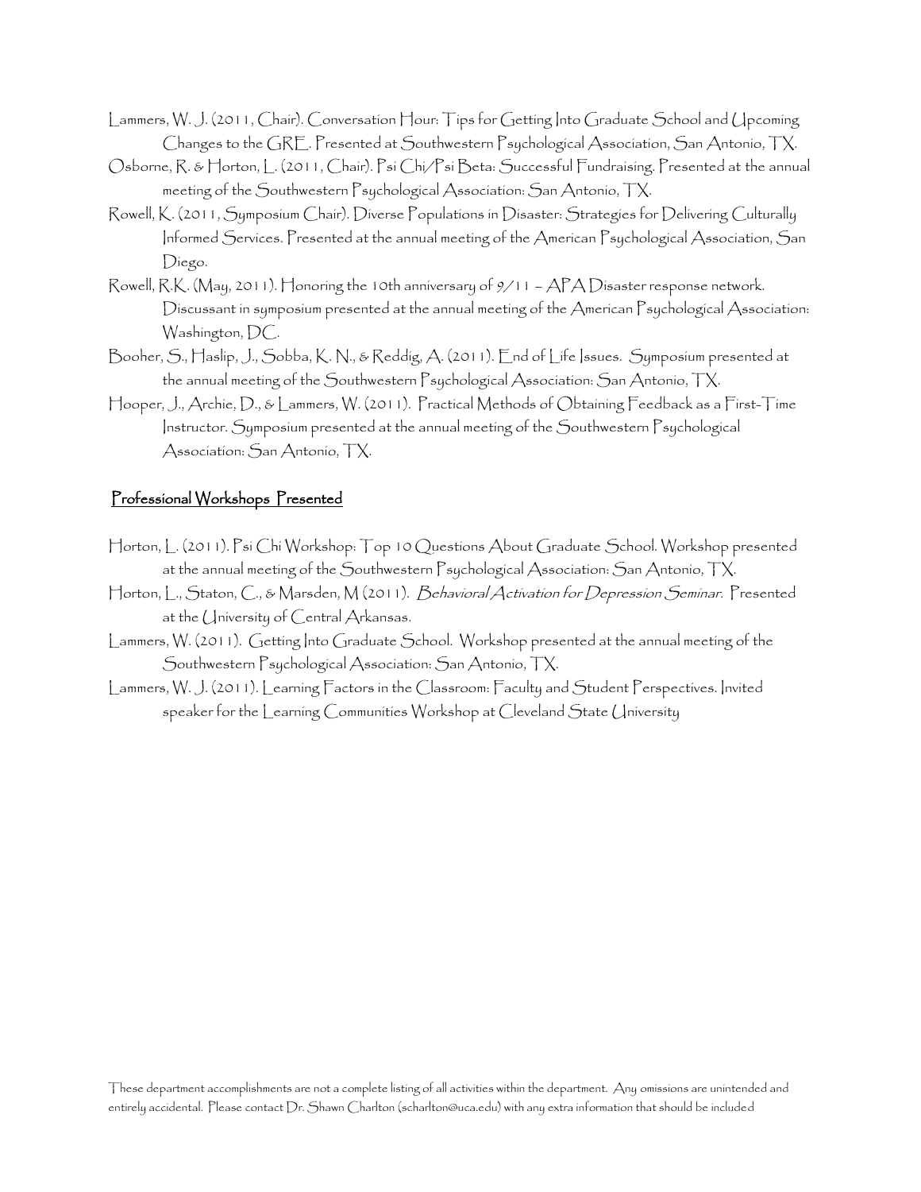Lammers, W. J. (2011, Chair). Conversation Hour: Tips for Getting Into Graduate School and Upcoming Changes to the GRE. Presented at Southwestern Psychological Association, San Antonio, TX.

Osborne, R. & Horton, L. (2011, Chair). Psi Chi/Psi Beta: Successful Fundraising. Presented at the annual meeting of the Southwestern Psychological Association: San Antonio, TX.

Rowell, K. (2011, Symposium Chair). Diverse Populations in Disaster: Strategies for Delivering Culturally Informed Services. Presented at the annual meeting of the American Psychological Association, San Diego.

Rowell, R.K. (May, 2011). Honoring the 10th anniversary of 9/11 – APA Disaster response network. Discussant in symposium presented at the annual meeting of the American Psychological Association: Washington, DC.

Booher, S., Haslip, J., Sobba, K. N., & Reddig, A. (2011). End of Life Issues. Symposium presented at the annual meeting of the Southwestern Psychological Association: San Antonio, TX.

Hooper, J., Archie, D., & Lammers, W. (2011). Practical Methods of Obtaining Feedback as a First-Time Instructor. Symposium presented at the annual meeting of the Southwestern Psychological Association: San Antonio, TX.

## Professional Workshops Presented

Horton, L. (2011). Psi Chi Workshop: Top 10 Questions About Graduate School. Workshop presented at the annual meeting of the Southwestern Psychological Association: San Antonio, TX.

Horton, L., Staton, C., & Marsden, M (2011). *Behavioral Activation for Depression Seminar*. Presented at the University of Central Arkansas.

Lammers, W. (2011). Getting Into Graduate School. Workshop presented at the annual meeting of the Southwestern Psychological Association: San Antonio, TX.

Lammers, W. J. (2011). Learning Factors in the Classroom: Faculty and Student Perspectives. Invited speaker for the Learning Communities Workshop at Cleveland State University

These department accomplishments are not a complete listing of all activities within the department. Any omissions are unintended and entirely accidental. Please contact Dr. Shawn Charlton (scharlton@uca.edu) with any extra information that should be included